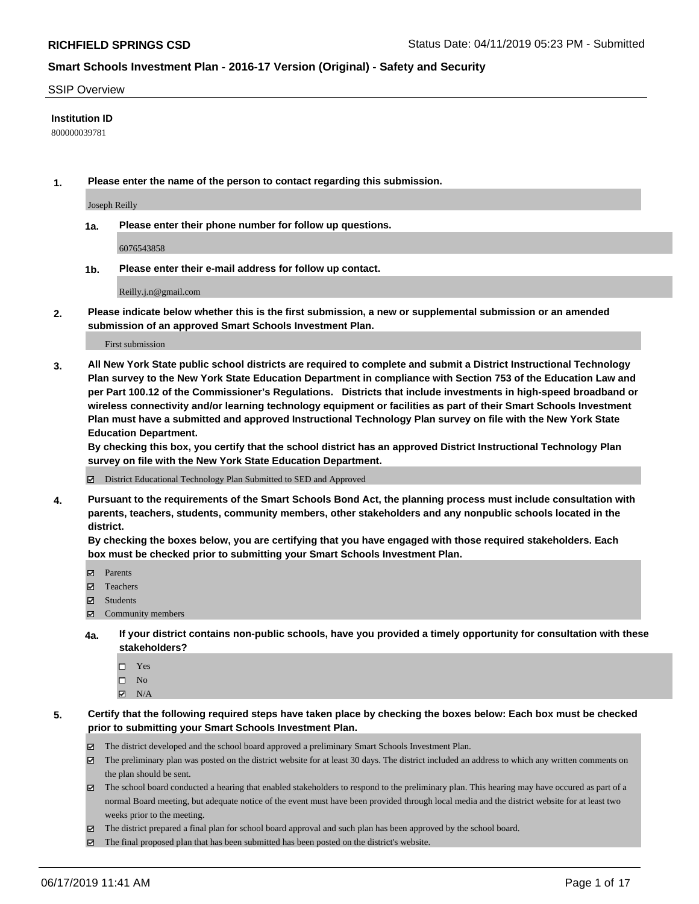# RICHFIELD SPRINGS CSD

Status Date: 04/11/2019 05:23 PM - Submitted

## Smart Schools Investment Plan - 2016-17 Version (Original) - Safety and Security

SSIP Overview

**Institution ID**

800000039781

**1. Please enter the name of the person to contact regarding this submission.**

Joseph Reilly

**1a. Please enter their phone number for follow up questions.**

6076543858

**1b. Please enter their e-mail address for follow up contact.**

Reilly.j.n@gmail.com

**2. Please indicate below whether this is the first submission, a new or supplemental submission or an amended submission of an approved Smart Schools Investment Plan.**

First submission

**3. All New York State public school districts are required to complete and submit a District Instructional Technology Plan survey to the New York State Education Department in compliance with Section 753 of the Education Law and per Part 100.12 of the Commissioner's Regulations. Districts that include investments in high-speed broadband or wireless connectivity and/or learning technology equipment or facilities as part of their Smart Schools Investment Plan must have a submitted and approved Instructional Technology Plan survey on file with the New York State Education Department.**
**By checking this box, you certify that the school district has an approved District Instructional Technology Plan survey on file with the New York State Education Department.**

- [x] District Educational Technology Plan Submitted to SED and Approved

**4. Pursuant to the requirements of the Smart Schools Bond Act, the planning process must include consultation with parents, teachers, students, community members, other stakeholders and any nonpublic schools located in the district.**
**By checking the boxes below, you are certifying that you have engaged with those required stakeholders. Each box must be checked prior to submitting your Smart Schools Investment Plan.**

- [x] Parents
- [x] Teachers
- [x] Students
- [x] Community members

**4a. If your district contains non-public schools, have you provided a timely opportunity for consultation with these stakeholders?**

- [ ] Yes
- [ ] No
- [x] N/A

**5. Certify that the following required steps have taken place by checking the boxes below: Each box must be checked prior to submitting your Smart Schools Investment Plan.**

- [x] The district developed and the school board approved a preliminary Smart Schools Investment Plan.
- [x] The preliminary plan was posted on the district website for at least 30 days. The district included an address to which any written comments on the plan should be sent.
- [x] The school board conducted a hearing that enabled stakeholders to respond to the preliminary plan. This hearing may have occured as part of a normal Board meeting, but adequate notice of the event must have been provided through local media and the district website for at least two weeks prior to the meeting.
- [x] The district prepared a final plan for school board approval and such plan has been approved by the school board.
- [x] The final proposed plan that has been submitted has been posted on the district's website.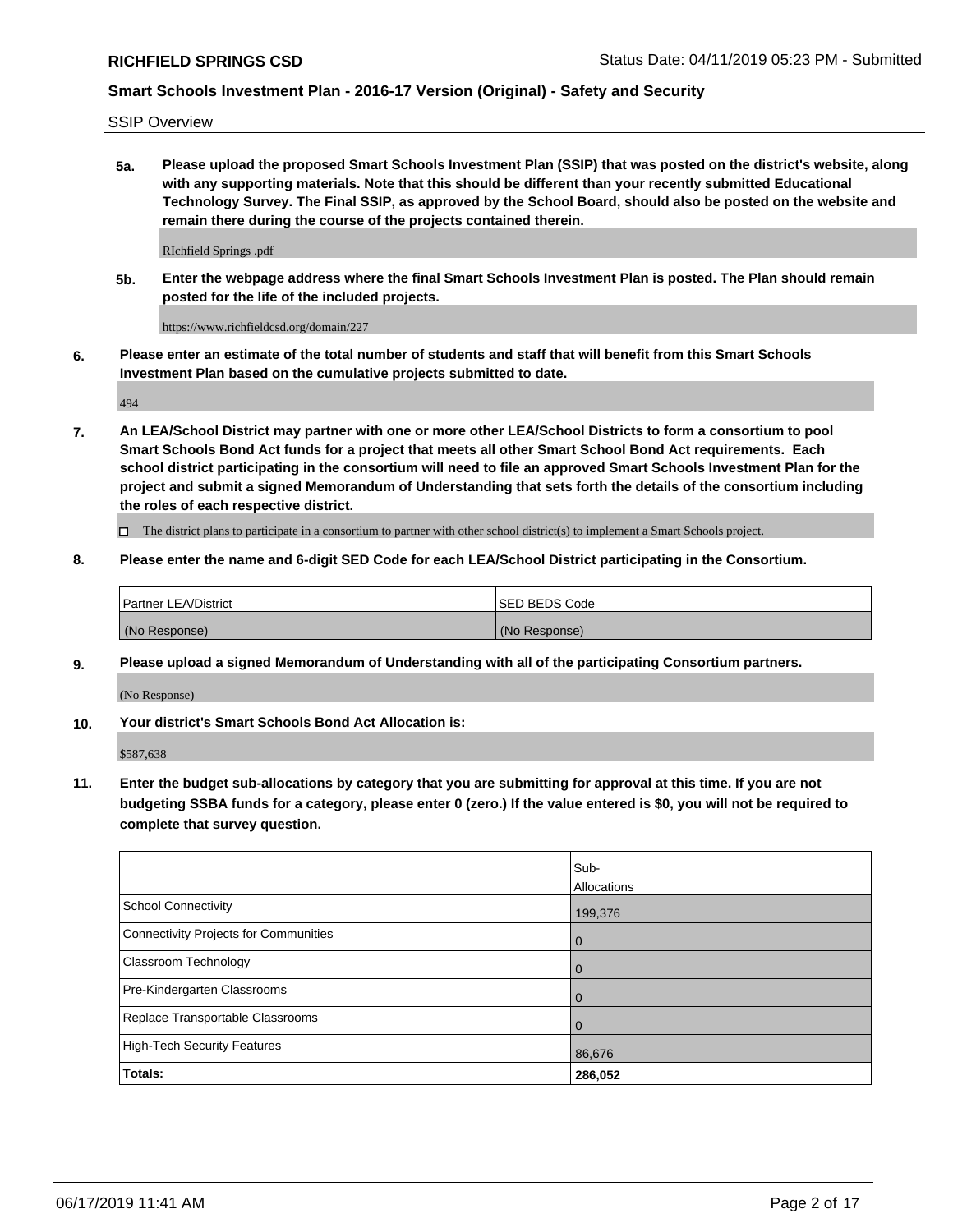SSIP Overview

**5a. Please upload the proposed Smart Schools Investment Plan (SSIP) that was posted on the district's website, along with any supporting materials. Note that this should be different than your recently submitted Educational Technology Survey. The Final SSIP, as approved by the School Board, should also be posted on the website and remain there during the course of the projects contained therein.**

RIchfield Springs .pdf

**5b. Enter the webpage address where the final Smart Schools Investment Plan is posted. The Plan should remain posted for the life of the included projects.**

https://www.richfieldcsd.org/domain/227

**6. Please enter an estimate of the total number of students and staff that will benefit from this Smart Schools Investment Plan based on the cumulative projects submitted to date.**

494

**7. An LEA/School District may partner with one or more other LEA/School Districts to form a consortium to pool Smart Schools Bond Act funds for a project that meets all other Smart School Bond Act requirements. Each school district participating in the consortium will need to file an approved Smart Schools Investment Plan for the project and submit a signed Memorandum of Understanding that sets forth the details of the consortium including the roles of each respective district.**

☐ The district plans to participate in a consortium to partner with other school district(s) to implement a Smart Schools project.

**8. Please enter the name and 6-digit SED Code for each LEA/School District participating in the Consortium.**

| Partner LEA/District | SED BEDS Code |
|---|---|
| (No Response) | (No Response) |

**9. Please upload a signed Memorandum of Understanding with all of the participating Consortium partners.**

(No Response)

**10. Your district's Smart Schools Bond Act Allocation is:**

$587,638

**11. Enter the budget sub-allocations by category that you are submitting for approval at this time. If you are not budgeting SSBA funds for a category, please enter 0 (zero.) If the value entered is $0, you will not be required to complete that survey question.**

| | Sub-Allocations |
|---|---|
| School Connectivity | 199,376 |
| Connectivity Projects for Communities | 0 |
| Classroom Technology | 0 |
| Pre-Kindergarten Classrooms | 0 |
| Replace Transportable Classrooms | 0 |
| High-Tech Security Features | 86,676 |
| **Totals:** | **286,052** |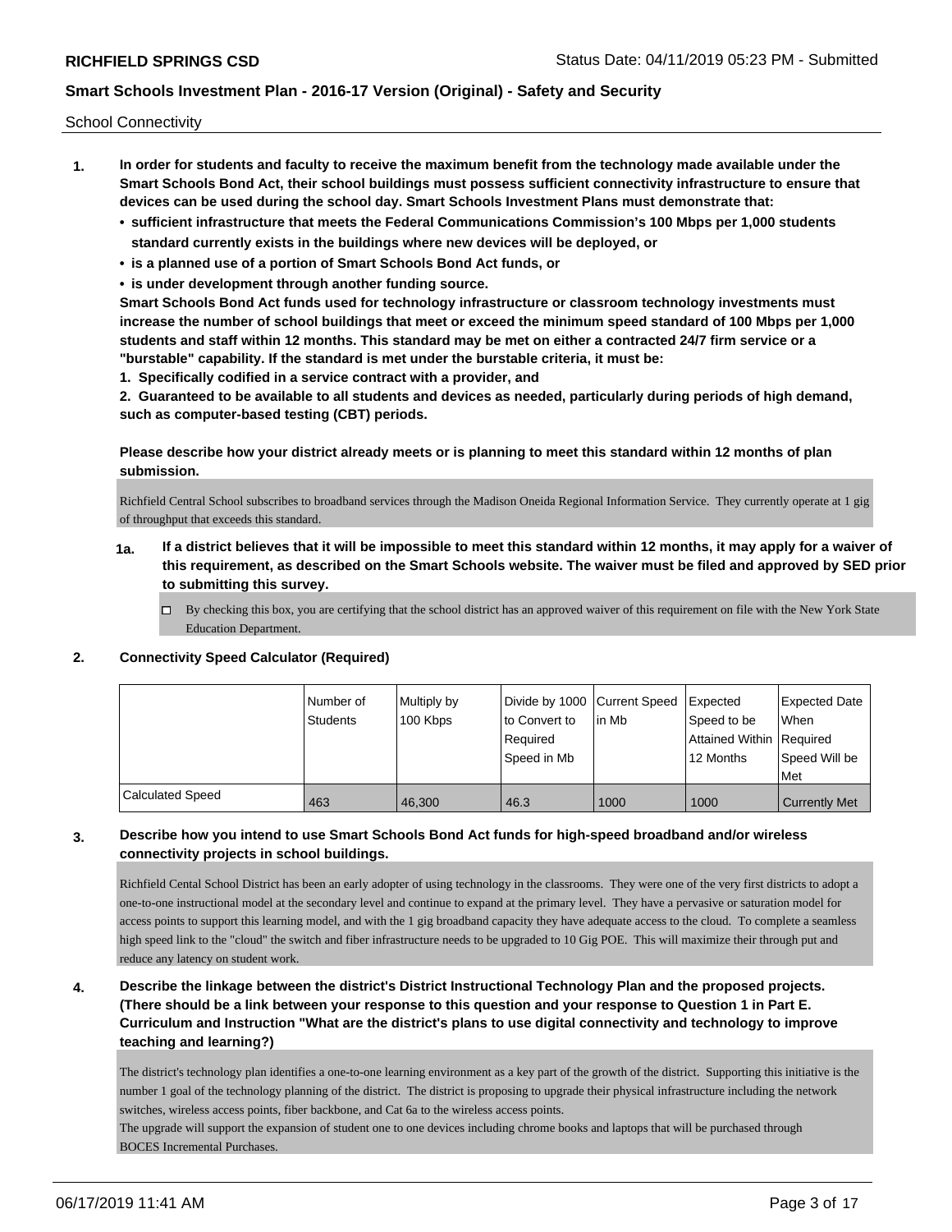School Connectivity

1. **In order for students and faculty to receive the maximum benefit from the technology made available under the Smart Schools Bond Act, their school buildings must possess sufficient connectivity infrastructure to ensure that devices can be used during the school day. Smart Schools Investment Plans must demonstrate that:**
   - **sufficient infrastructure that meets the Federal Communications Commission's 100 Mbps per 1,000 students standard currently exists in the buildings where new devices will be deployed, or**
   - **is a planned use of a portion of Smart Schools Bond Act funds, or**
   - **is under development through another funding source.**

   **Smart Schools Bond Act funds used for technology infrastructure or classroom technology investments must increase the number of school buildings that meet or exceed the minimum speed standard of 100 Mbps per 1,000 students and staff within 12 months. This standard may be met on either a contracted 24/7 firm service or a "burstable" capability. If the standard is met under the burstable criteria, it must be:**

   **1. Specifically codified in a service contract with a provider, and**

   **2. Guaranteed to be available to all students and devices as needed, particularly during periods of high demand, such as computer-based testing (CBT) periods.**

   **Please describe how your district already meets or is planning to meet this standard within 12 months of plan submission.**

   Richfield Central School subscribes to broadband services through the Madison Oneida Regional Information Service. They currently operate at 1 gig of throughput that exceeds this standard.

   **1a. If a district believes that it will be impossible to meet this standard within 12 months, it may apply for a waiver of this requirement, as described on the Smart Schools website. The waiver must be filed and approved by SED prior to submitting this survey.**

   ☐ By checking this box, you are certifying that the school district has an approved waiver of this requirement on file with the New York State Education Department.

2. **Connectivity Speed Calculator (Required)**

| | Number of Students | Multiply by 100 Kbps | Divide by 1000 to Convert to Required Speed in Mb | Current Speed in Mb | Expected Speed to be Attained Within 12 Months | Expected Date When Required Speed Will be Met |
|---|---|---|---|---|---|---|
| Calculated Speed | 463 | 46,300 | 46.3 | 1000 | 1000 | Currently Met |

3. **Describe how you intend to use Smart Schools Bond Act funds for high-speed broadband and/or wireless connectivity projects in school buildings.**

   Richfield Cental School District has been an early adopter of using technology in the classrooms. They were one of the very first districts to adopt a one-to-one instructional model at the secondary level and continue to expand at the primary level. They have a pervasive or saturation model for access points to support this learning model, and with the 1 gig broadband capacity they have adequate access to the cloud. To complete a seamless high speed link to the "cloud" the switch and fiber infrastructure needs to be upgraded to 10 Gig POE. This will maximize their through put and reduce any latency on student work.

4. **Describe the linkage between the district's District Instructional Technology Plan and the proposed projects. (There should be a link between your response to this question and your response to Question 1 in Part E. Curriculum and Instruction "What are the district's plans to use digital connectivity and technology to improve teaching and learning?)**

   The district's technology plan identifies a one-to-one learning environment as a key part of the growth of the district. Supporting this initiative is the number 1 goal of the technology planning of the district. The district is proposing to upgrade their physical infrastructure including the network switches, wireless access points, fiber backbone, and Cat 6a to the wireless access points.
   The upgrade will support the expansion of student one to one devices including chrome books and laptops that will be purchased through BOCES Incremental Purchases.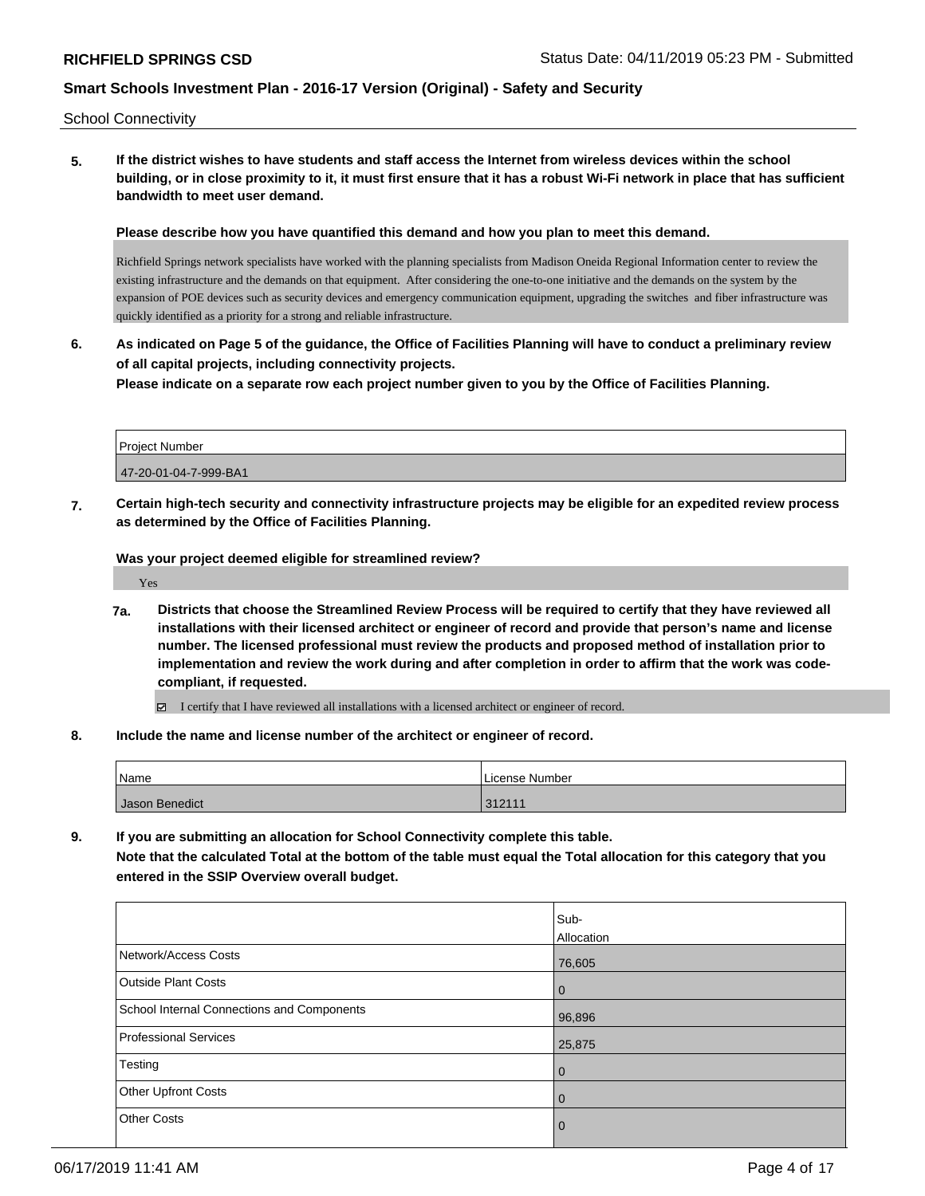School Connectivity

**5. If the district wishes to have students and staff access the Internet from wireless devices within the school building, or in close proximity to it, it must first ensure that it has a robust Wi-Fi network in place that has sufficient bandwidth to meet user demand.**

**Please describe how you have quantified this demand and how you plan to meet this demand.**

Richfield Springs network specialists have worked with the planning specialists from Madison Oneida Regional Information center to review the existing infrastructure and the demands on that equipment. After considering the one-to-one initiative and the demands on the system by the expansion of POE devices such as security devices and emergency communication equipment, upgrading the switches and fiber infrastructure was quickly identified as a priority for a strong and reliable infrastructure.

**6. As indicated on Page 5 of the guidance, the Office of Facilities Planning will have to conduct a preliminary review of all capital projects, including connectivity projects.**

**Please indicate on a separate row each project number given to you by the Office of Facilities Planning.**

| Project Number |
| --- |
| 47-20-01-04-7-999-BA1 |

**7. Certain high-tech security and connectivity infrastructure projects may be eligible for an expedited review process as determined by the Office of Facilities Planning.**

**Was your project deemed eligible for streamlined review?**

Yes

**7a. Districts that choose the Streamlined Review Process will be required to certify that they have reviewed all installations with their licensed architect or engineer of record and provide that person's name and license number. The licensed professional must review the products and proposed method of installation prior to implementation and review the work during and after completion in order to affirm that the work was code-compliant, if requested.**

☑ I certify that I have reviewed all installations with a licensed architect or engineer of record.

**8. Include the name and license number of the architect or engineer of record.**

| Name | License Number |
| --- | --- |
| Jason Benedict | 312111 |

**9. If you are submitting an allocation for School Connectivity complete this table.**
**Note that the calculated Total at the bottom of the table must equal the Total allocation for this category that you entered in the SSIP Overview overall budget.**

| | Sub-Allocation |
| --- | --- |
| Network/Access Costs | 76,605 |
| Outside Plant Costs | 0 |
| School Internal Connections and Components | 96,896 |
| Professional Services | 25,875 |
| Testing | 0 |
| Other Upfront Costs | 0 |
| Other Costs | 0 |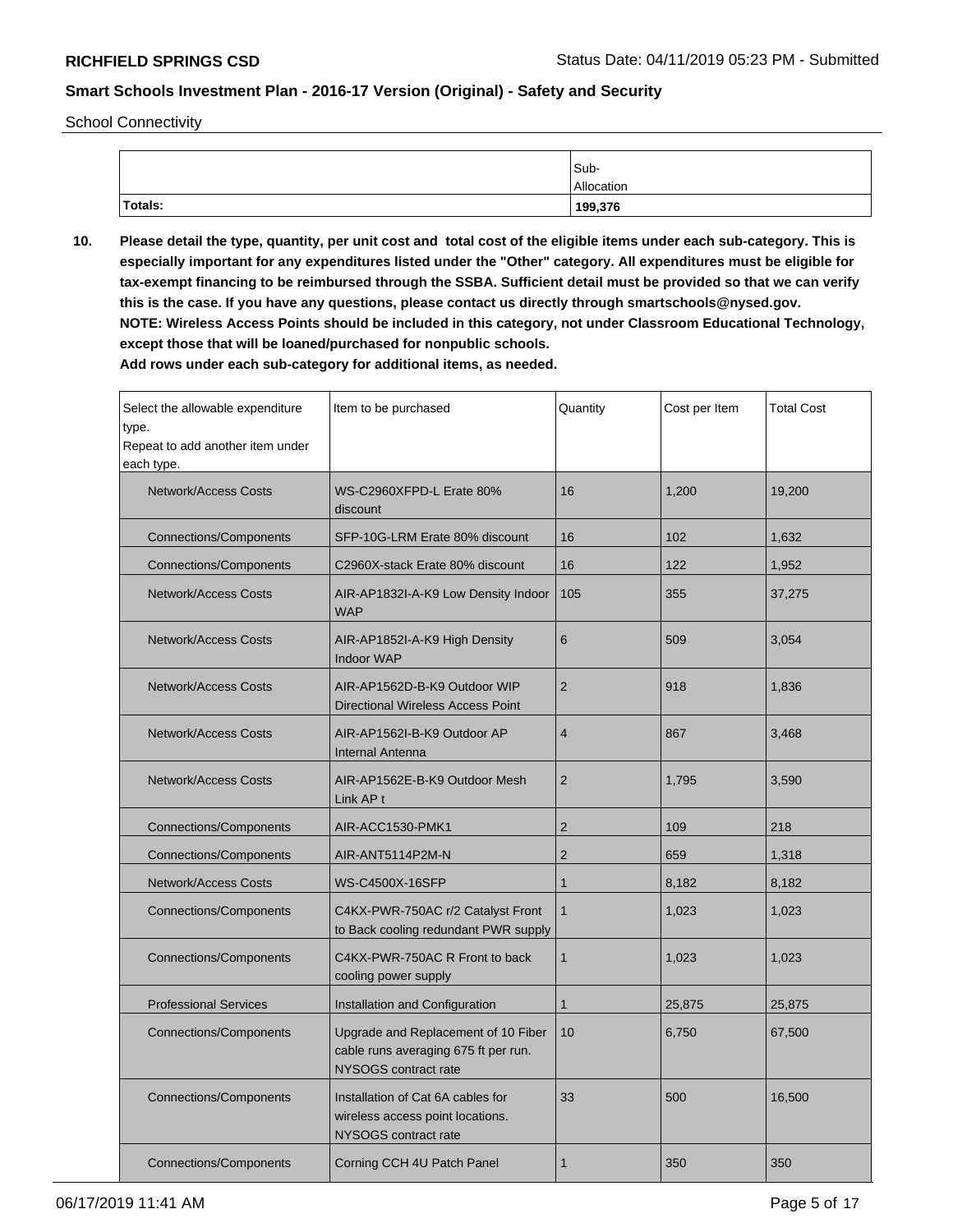School Connectivity

| | Sub-Allocation |
|---|---|
| **Totals:** | **199,376** |

**10. Please detail the type, quantity, per unit cost and total cost of the eligible items under each sub-category. This is especially important for any expenditures listed under the "Other" category. All expenditures must be eligible for tax-exempt financing to be reimbursed through the SSBA. Sufficient detail must be provided so that we can verify this is the case. If you have any questions, please contact us directly through smartschools@nysed.gov.**
**NOTE: Wireless Access Points should be included in this category, not under Classroom Educational Technology, except those that will be loaned/purchased for nonpublic schools.**
**Add rows under each sub-category for additional items, as needed.**

| Select the allowable expenditure type. Repeat to add another item under each type. | Item to be purchased | Quantity | Cost per Item | Total Cost |
|---|---|---|---|---|
| Network/Access Costs | WS-C2960XFPD-L Erate 80% discount | 16 | 1,200 | 19,200 |
| Connections/Components | SFP-10G-LRM Erate 80% discount | 16 | 102 | 1,632 |
| Connections/Components | C2960X-stack Erate 80% discount | 16 | 122 | 1,952 |
| Network/Access Costs | AIR-AP1832I-A-K9 Low Density Indoor WAP | 105 | 355 | 37,275 |
| Network/Access Costs | AIR-AP1852I-A-K9 High Density Indoor WAP | 6 | 509 | 3,054 |
| Network/Access Costs | AIR-AP1562D-B-K9 Outdoor WIP Directional Wireless Access Point | 2 | 918 | 1,836 |
| Network/Access Costs | AIR-AP1562I-B-K9 Outdoor AP Internal Antenna | 4 | 867 | 3,468 |
| Network/Access Costs | AIR-AP1562E-B-K9 Outdoor Mesh Link AP t | 2 | 1,795 | 3,590 |
| Connections/Components | AIR-ACC1530-PMK1 | 2 | 109 | 218 |
| Connections/Components | AIR-ANT5114P2M-N | 2 | 659 | 1,318 |
| Network/Access Costs | WS-C4500X-16SFP | 1 | 8,182 | 8,182 |
| Connections/Components | C4KX-PWR-750AC r/2 Catalyst Front to Back cooling redundant PWR supply | 1 | 1,023 | 1,023 |
| Connections/Components | C4KX-PWR-750AC R Front to back cooling power supply | 1 | 1,023 | 1,023 |
| Professional Services | Installation and Configuration | 1 | 25,875 | 25,875 |
| Connections/Components | Upgrade and Replacement of 10 Fiber cable runs averaging 675 ft per run. NYSOGS contract rate | 10 | 6,750 | 67,500 |
| Connections/Components | Installation of Cat 6A cables for wireless access point locations. NYSOGS contract rate | 33 | 500 | 16,500 |
| Connections/Components | Corning CCH 4U Patch Panel | 1 | 350 | 350 |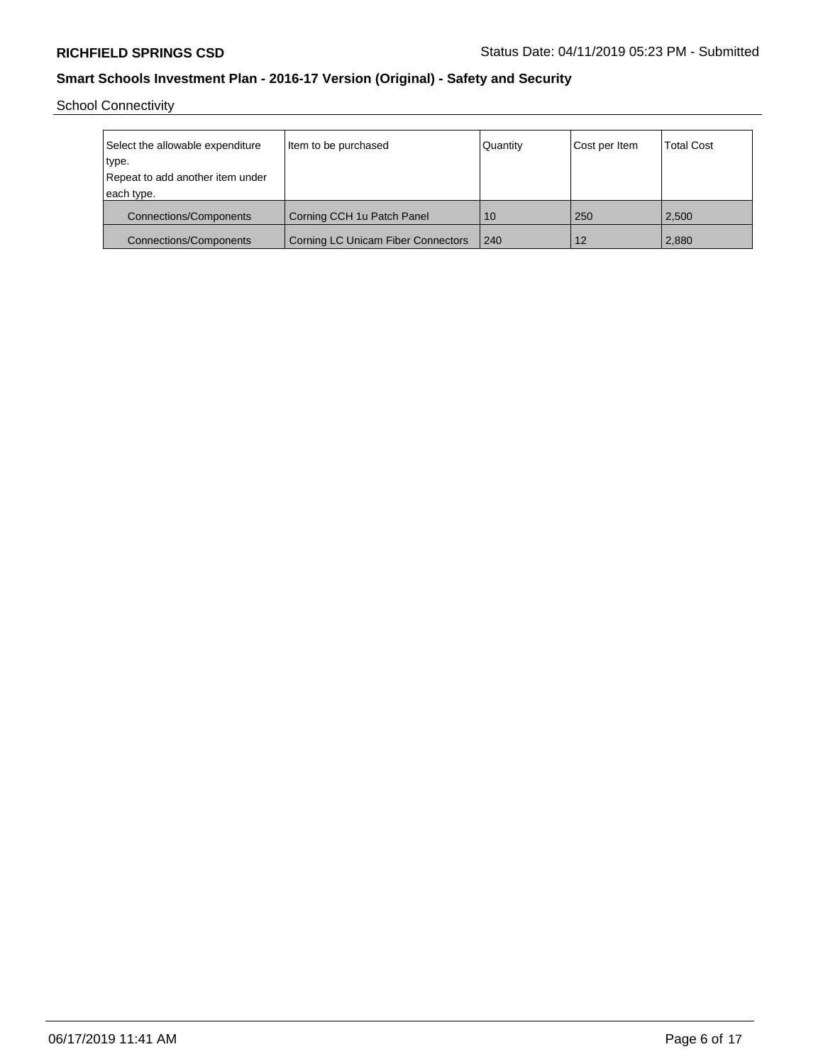School Connectivity

| Select the allowable expenditure type. Repeat to add another item under each type. | Item to be purchased | Quantity | Cost per Item | Total Cost |
|---|---|---|---|---|
| Connections/Components | Corning CCH 1u Patch Panel | 10 | 250 | 2,500 |
| Connections/Components | Corning LC Unicam Fiber Connectors | 240 | 12 | 2,880 |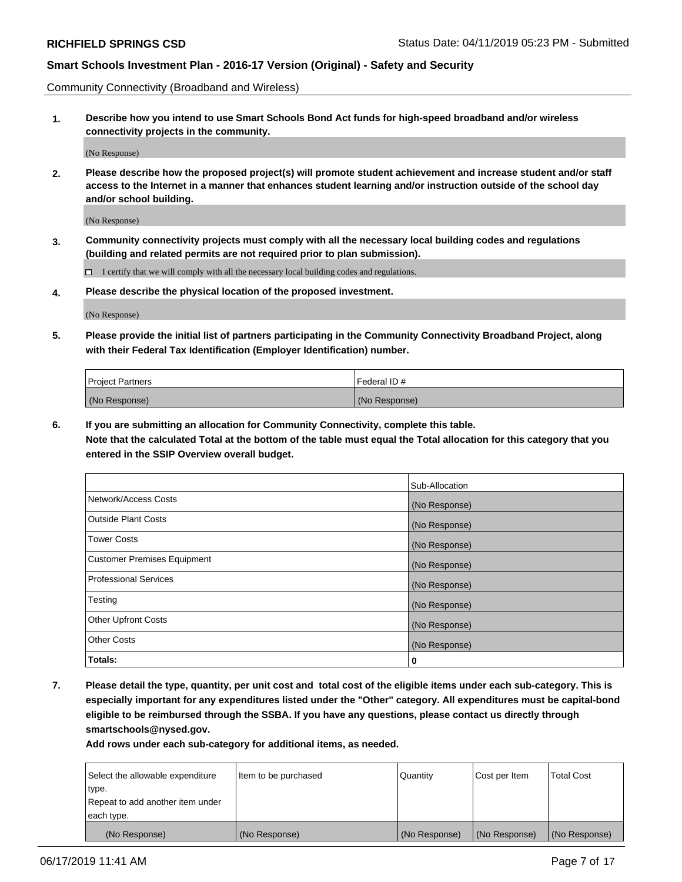Community Connectivity (Broadband and Wireless)

**1. Describe how you intend to use Smart Schools Bond Act funds for high-speed broadband and/or wireless connectivity projects in the community.**

(No Response)

**2. Please describe how the proposed project(s) will promote student achievement and increase student and/or staff access to the Internet in a manner that enhances student learning and/or instruction outside of the school day and/or school building.**

(No Response)

**3. Community connectivity projects must comply with all the necessary local building codes and regulations (building and related permits are not required prior to plan submission).**

☐ I certify that we will comply with all the necessary local building codes and regulations.

**4. Please describe the physical location of the proposed investment.**

(No Response)

**5. Please provide the initial list of partners participating in the Community Connectivity Broadband Project, along with their Federal Tax Identification (Employer Identification) number.**

| Project Partners | Federal ID # |
| --- | --- |
| (No Response) | (No Response) |

**6. If you are submitting an allocation for Community Connectivity, complete this table. Note that the calculated Total at the bottom of the table must equal the Total allocation for this category that you entered in the SSIP Overview overall budget.**

| | Sub-Allocation |
| --- | --- |
| Network/Access Costs | (No Response) |
| Outside Plant Costs | (No Response) |
| Tower Costs | (No Response) |
| Customer Premises Equipment | (No Response) |
| Professional Services | (No Response) |
| Testing | (No Response) |
| Other Upfront Costs | (No Response) |
| Other Costs | (No Response) |
| **Totals:** | **0** |

**7. Please detail the type, quantity, per unit cost and total cost of the eligible items under each sub-category. This is especially important for any expenditures listed under the "Other" category. All expenditures must be capital-bond eligible to be reimbursed through the SSBA. If you have any questions, please contact us directly through smartschools@nysed.gov.**

**Add rows under each sub-category for additional items, as needed.**

| Select the allowable expenditure type. Repeat to add another item under each type. | Item to be purchased | Quantity | Cost per Item | Total Cost |
| --- | --- | --- | --- | --- |
| (No Response) | (No Response) | (No Response) | (No Response) | (No Response) |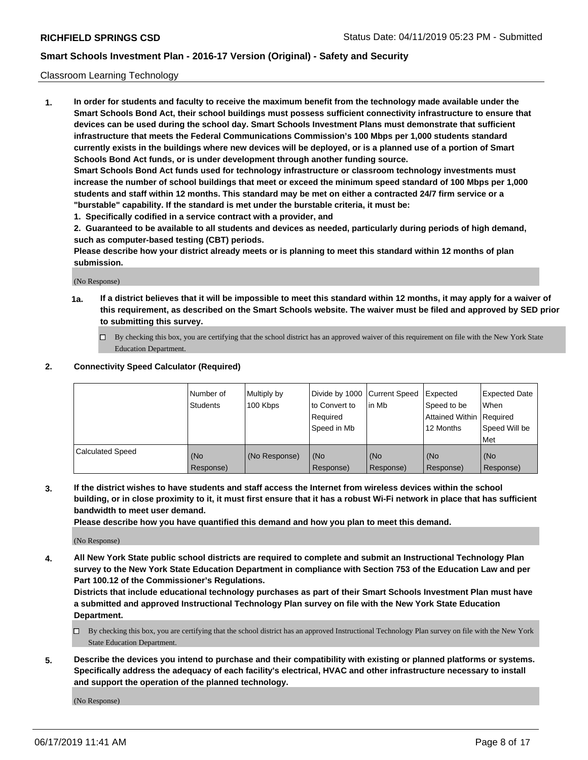Classroom Learning Technology

**1. In order for students and faculty to receive the maximum benefit from the technology made available under the Smart Schools Bond Act, their school buildings must possess sufficient connectivity infrastructure to ensure that devices can be used during the school day. Smart Schools Investment Plans must demonstrate that sufficient infrastructure that meets the Federal Communications Commission's 100 Mbps per 1,000 students standard currently exists in the buildings where new devices will be deployed, or is a planned use of a portion of Smart Schools Bond Act funds, or is under development through another funding source.**

**Smart Schools Bond Act funds used for technology infrastructure or classroom technology investments must increase the number of school buildings that meet or exceed the minimum speed standard of 100 Mbps per 1,000 students and staff within 12 months. This standard may be met on either a contracted 24/7 firm service or a "burstable" capability. If the standard is met under the burstable criteria, it must be:**

**1. Specifically codified in a service contract with a provider, and**

**2. Guaranteed to be available to all students and devices as needed, particularly during periods of high demand, such as computer-based testing (CBT) periods.**

**Please describe how your district already meets or is planning to meet this standard within 12 months of plan submission.**

(No Response)

**1a. If a district believes that it will be impossible to meet this standard within 12 months, it may apply for a waiver of this requirement, as described on the Smart Schools website. The waiver must be filed and approved by SED prior to submitting this survey.**

☐ By checking this box, you are certifying that the school district has an approved waiver of this requirement on file with the New York State Education Department.

**2. Connectivity Speed Calculator (Required)**

| | Number of Students | Multiply by 100 Kbps | Divide by 1000 to Convert to Required Speed in Mb | Current Speed in Mb | Expected Speed to be Attained Within 12 Months | Expected Date When Required Speed Will be Met |
|---|---|---|---|---|---|---|
| Calculated Speed | (No Response) | (No Response) | (No Response) | (No Response) | (No Response) | (No Response) |

**3. If the district wishes to have students and staff access the Internet from wireless devices within the school building, or in close proximity to it, it must first ensure that it has a robust Wi-Fi network in place that has sufficient bandwidth to meet user demand.**

**Please describe how you have quantified this demand and how you plan to meet this demand.**

(No Response)

**4. All New York State public school districts are required to complete and submit an Instructional Technology Plan survey to the New York State Education Department in compliance with Section 753 of the Education Law and per Part 100.12 of the Commissioner's Regulations.**

**Districts that include educational technology purchases as part of their Smart Schools Investment Plan must have a submitted and approved Instructional Technology Plan survey on file with the New York State Education Department.**

☐ By checking this box, you are certifying that the school district has an approved Instructional Technology Plan survey on file with the New York State Education Department.

**5. Describe the devices you intend to purchase and their compatibility with existing or planned platforms or systems. Specifically address the adequacy of each facility's electrical, HVAC and other infrastructure necessary to install and support the operation of the planned technology.**

(No Response)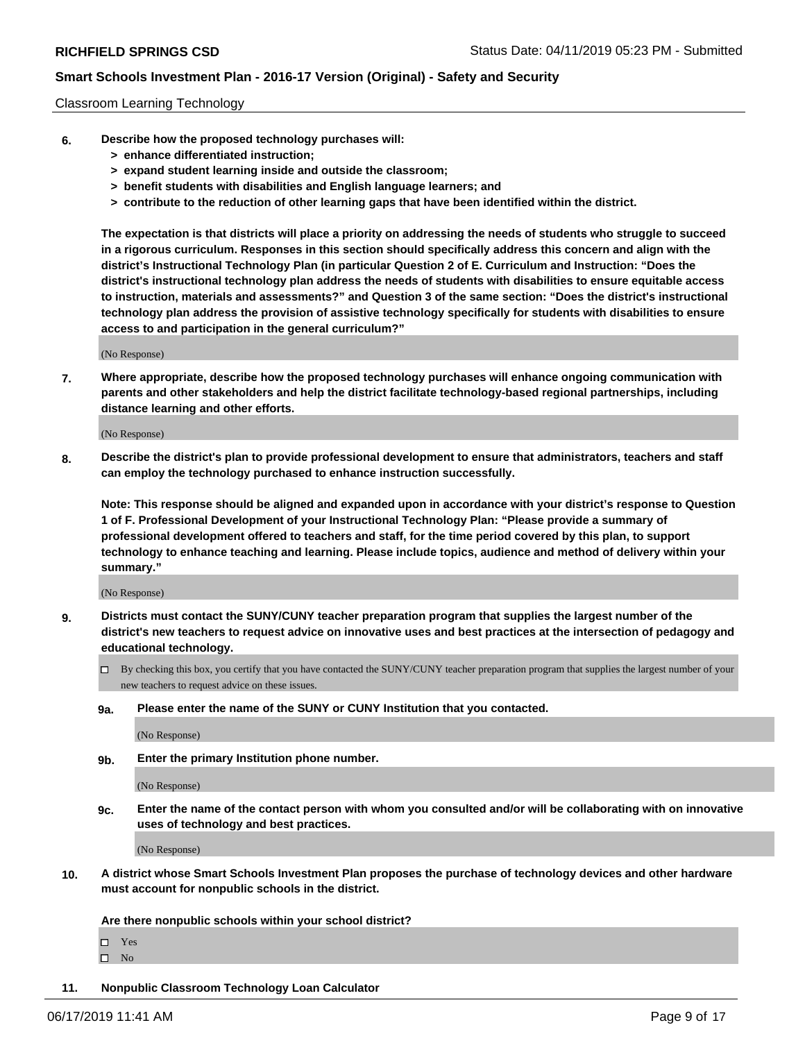Classroom Learning Technology

**6. Describe how the proposed technology purchases will:**
   - **> enhance differentiated instruction;**
   - **> expand student learning inside and outside the classroom;**
   - **> benefit students with disabilities and English language learners; and**
   - **> contribute to the reduction of other learning gaps that have been identified within the district.**

**The expectation is that districts will place a priority on addressing the needs of students who struggle to succeed in a rigorous curriculum. Responses in this section should specifically address this concern and align with the district's Instructional Technology Plan (in particular Question 2 of E. Curriculum and Instruction: "Does the district's instructional technology plan address the needs of students with disabilities to ensure equitable access to instruction, materials and assessments?" and Question 3 of the same section: "Does the district's instructional technology plan address the provision of assistive technology specifically for students with disabilities to ensure access to and participation in the general curriculum?"**

(No Response)

**7. Where appropriate, describe how the proposed technology purchases will enhance ongoing communication with parents and other stakeholders and help the district facilitate technology-based regional partnerships, including distance learning and other efforts.**

(No Response)

**8. Describe the district's plan to provide professional development to ensure that administrators, teachers and staff can employ the technology purchased to enhance instruction successfully.**

**Note: This response should be aligned and expanded upon in accordance with your district's response to Question 1 of F. Professional Development of your Instructional Technology Plan: "Please provide a summary of professional development offered to teachers and staff, for the time period covered by this plan, to support technology to enhance teaching and learning. Please include topics, audience and method of delivery within your summary."**

(No Response)

**9. Districts must contact the SUNY/CUNY teacher preparation program that supplies the largest number of the district's new teachers to request advice on innovative uses and best practices at the intersection of pedagogy and educational technology.**

☐ By checking this box, you certify that you have contacted the SUNY/CUNY teacher preparation program that supplies the largest number of your new teachers to request advice on these issues.

**9a. Please enter the name of the SUNY or CUNY Institution that you contacted.**

(No Response)

**9b. Enter the primary Institution phone number.**

(No Response)

**9c. Enter the name of the contact person with whom you consulted and/or will be collaborating with on innovative uses of technology and best practices.**

(No Response)

**10. A district whose Smart Schools Investment Plan proposes the purchase of technology devices and other hardware must account for nonpublic schools in the district.**

**Are there nonpublic schools within your school district?**

☐ Yes
☐ No

**11. Nonpublic Classroom Technology Loan Calculator**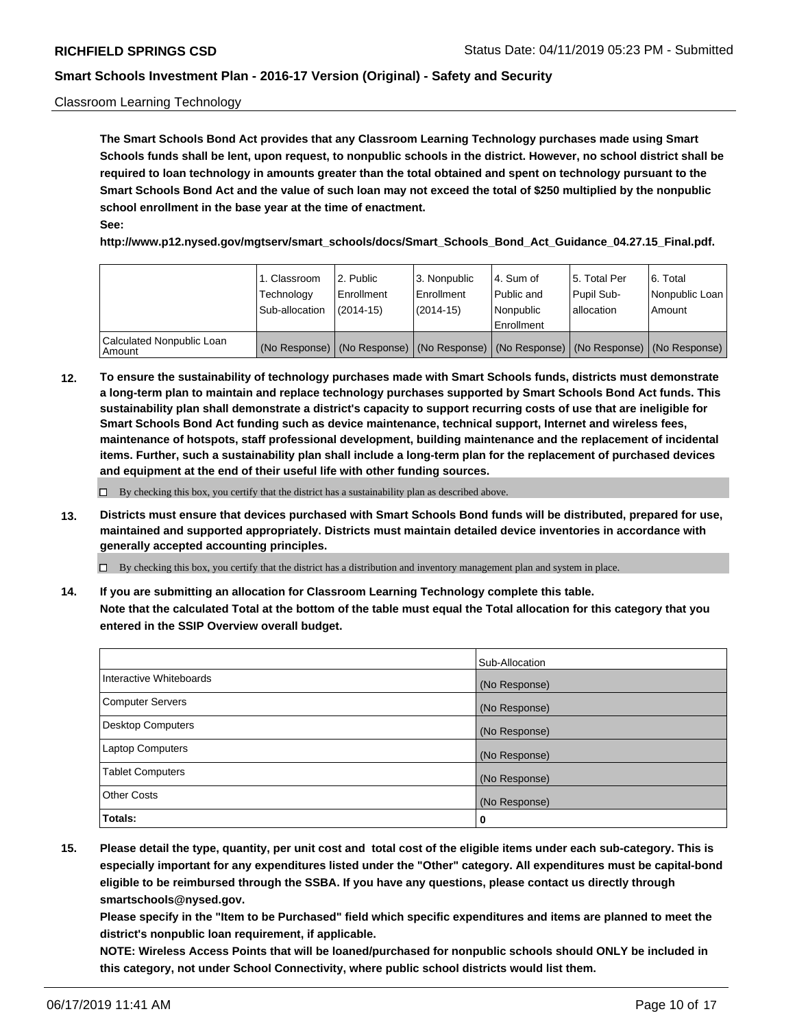Classroom Learning Technology

**The Smart Schools Bond Act provides that any Classroom Learning Technology purchases made using Smart Schools funds shall be lent, upon request, to nonpublic schools in the district. However, no school district shall be required to loan technology in amounts greater than the total obtained and spent on technology pursuant to the Smart Schools Bond Act and the value of such loan may not exceed the total of $250 multiplied by the nonpublic school enrollment in the base year at the time of enactment.**
**See:**
**http://www.p12.nysed.gov/mgtserv/smart_schools/docs/Smart_Schools_Bond_Act_Guidance_04.27.15_Final.pdf.**

| | 1. Classroom Technology Sub-allocation | 2. Public Enrollment (2014-15) | 3. Nonpublic Enrollment (2014-15) | 4. Sum of Public and Nonpublic Enrollment | 5. Total Per Pupil Sub-allocation | 6. Total Nonpublic Loan Amount |
|---|---|---|---|---|---|---|
| Calculated Nonpublic Loan Amount | (No Response) | (No Response) | (No Response) | (No Response) | (No Response) | (No Response) |

**12. To ensure the sustainability of technology purchases made with Smart Schools funds, districts must demonstrate a long-term plan to maintain and replace technology purchases supported by Smart Schools Bond Act funds. This sustainability plan shall demonstrate a district's capacity to support recurring costs of use that are ineligible for Smart Schools Bond Act funding such as device maintenance, technical support, Internet and wireless fees, maintenance of hotspots, staff professional development, building maintenance and the replacement of incidental items. Further, such a sustainability plan shall include a long-term plan for the replacement of purchased devices and equipment at the end of their useful life with other funding sources.**

☐ By checking this box, you certify that the district has a sustainability plan as described above.

**13. Districts must ensure that devices purchased with Smart Schools Bond funds will be distributed, prepared for use, maintained and supported appropriately. Districts must maintain detailed device inventories in accordance with generally accepted accounting principles.**

☐ By checking this box, you certify that the district has a distribution and inventory management plan and system in place.

**14. If you are submitting an allocation for Classroom Learning Technology complete this table.**
**Note that the calculated Total at the bottom of the table must equal the Total allocation for this category that you entered in the SSIP Overview overall budget.**

| | Sub-Allocation |
|---|---|
| Interactive Whiteboards | (No Response) |
| Computer Servers | (No Response) |
| Desktop Computers | (No Response) |
| Laptop Computers | (No Response) |
| Tablet Computers | (No Response) |
| Other Costs | (No Response) |
| **Totals:** | **0** |

**15. Please detail the type, quantity, per unit cost and total cost of the eligible items under each sub-category. This is especially important for any expenditures listed under the "Other" category. All expenditures must be capital-bond eligible to be reimbursed through the SSBA. If you have any questions, please contact us directly through smartschools@nysed.gov.**
**Please specify in the "Item to be Purchased" field which specific expenditures and items are planned to meet the district's nonpublic loan requirement, if applicable.**
**NOTE: Wireless Access Points that will be loaned/purchased for nonpublic schools should ONLY be included in this category, not under School Connectivity, where public school districts would list them.**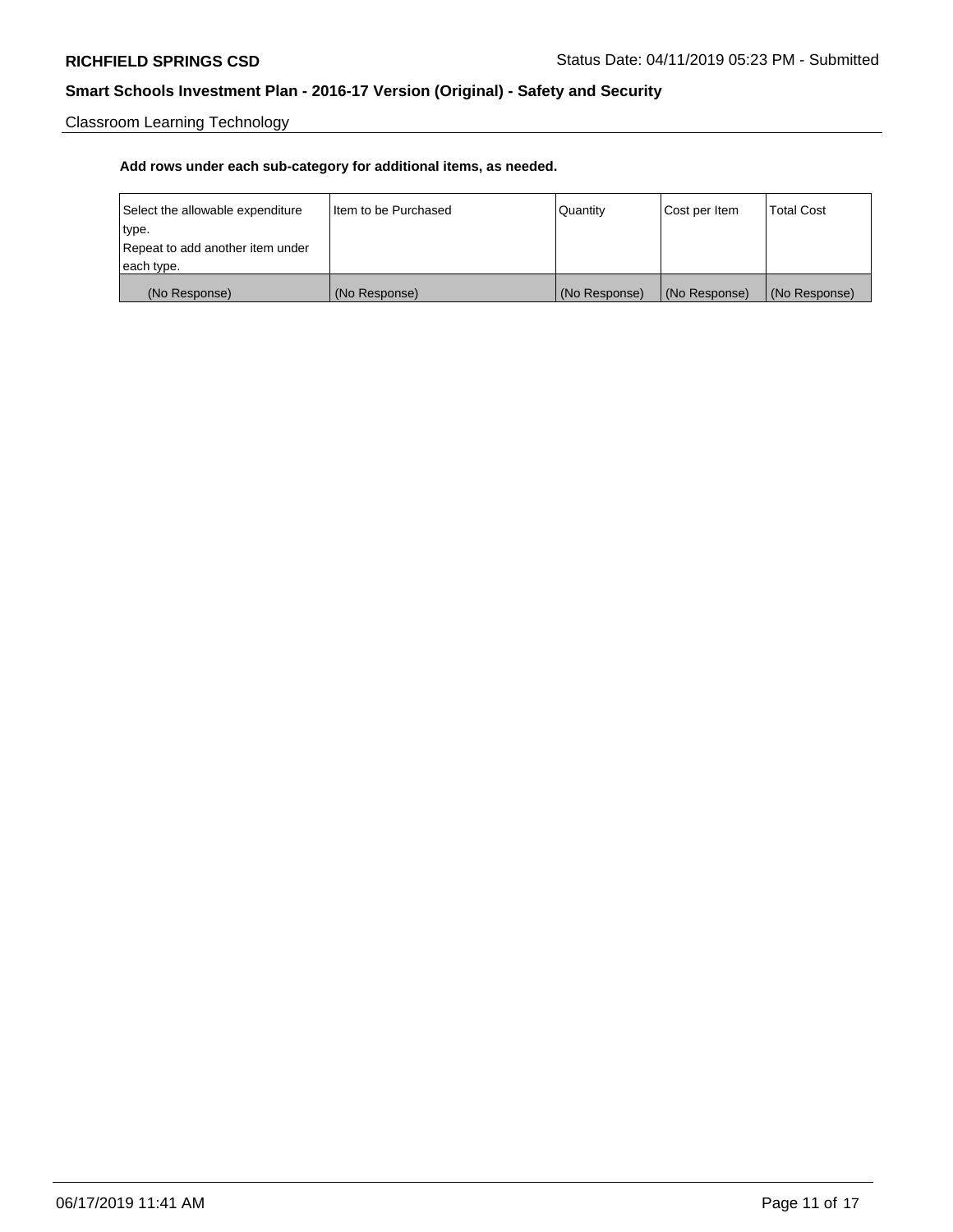Classroom Learning Technology

**Add rows under each sub-category for additional items, as needed.**

| Select the allowable expenditure type. Repeat to add another item under each type. | Item to be Purchased | Quantity | Cost per Item | Total Cost |
| --- | --- | --- | --- | --- |
| (No Response) | (No Response) | (No Response) | (No Response) | (No Response) |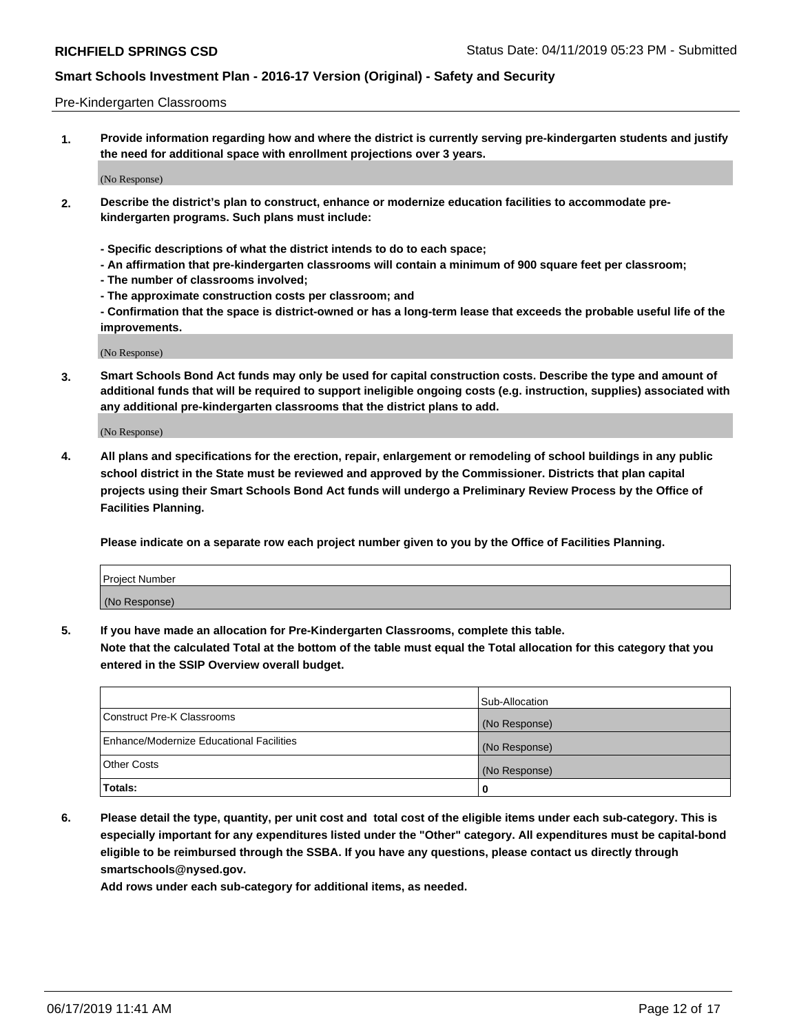Pre-Kindergarten Classrooms

**1. Provide information regarding how and where the district is currently serving pre-kindergarten students and justify the need for additional space with enrollment projections over 3 years.**

(No Response)

**2. Describe the district's plan to construct, enhance or modernize education facilities to accommodate pre-kindergarten programs. Such plans must include:**

**- Specific descriptions of what the district intends to do to each space;**
**- An affirmation that pre-kindergarten classrooms will contain a minimum of 900 square feet per classroom;**
**- The number of classrooms involved;**
**- The approximate construction costs per classroom; and**
**- Confirmation that the space is district-owned or has a long-term lease that exceeds the probable useful life of the improvements.**

(No Response)

**3. Smart Schools Bond Act funds may only be used for capital construction costs. Describe the type and amount of additional funds that will be required to support ineligible ongoing costs (e.g. instruction, supplies) associated with any additional pre-kindergarten classrooms that the district plans to add.**

(No Response)

**4. All plans and specifications for the erection, repair, enlargement or remodeling of school buildings in any public school district in the State must be reviewed and approved by the Commissioner. Districts that plan capital projects using their Smart Schools Bond Act funds will undergo a Preliminary Review Process by the Office of Facilities Planning.**

**Please indicate on a separate row each project number given to you by the Office of Facilities Planning.**

| Project Number |
|---|
| (No Response) |

**5. If you have made an allocation for Pre-Kindergarten Classrooms, complete this table.**
**Note that the calculated Total at the bottom of the table must equal the Total allocation for this category that you entered in the SSIP Overview overall budget.**

| | Sub-Allocation |
|---|---|
| Construct Pre-K Classrooms | (No Response) |
| Enhance/Modernize Educational Facilities | (No Response) |
| Other Costs | (No Response) |
| **Totals:** | **0** |

**6. Please detail the type, quantity, per unit cost and total cost of the eligible items under each sub-category. This is especially important for any expenditures listed under the "Other" category. All expenditures must be capital-bond eligible to be reimbursed through the SSBA. If you have any questions, please contact us directly through smartschools@nysed.gov.**
**Add rows under each sub-category for additional items, as needed.**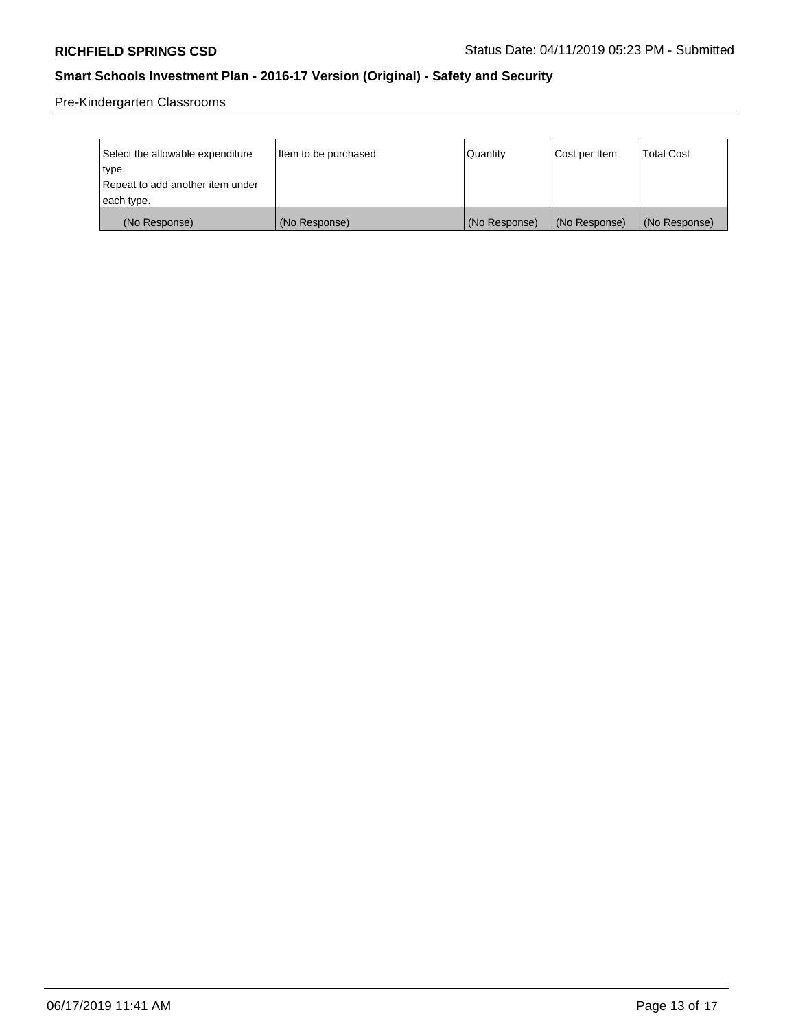Pre-Kindergarten Classrooms

| Select the allowable expenditure type. Repeat to add another item under each type. | Item to be purchased | Quantity | Cost per Item | Total Cost |
|---|---|---|---|---|
| (No Response) | (No Response) | (No Response) | (No Response) | (No Response) |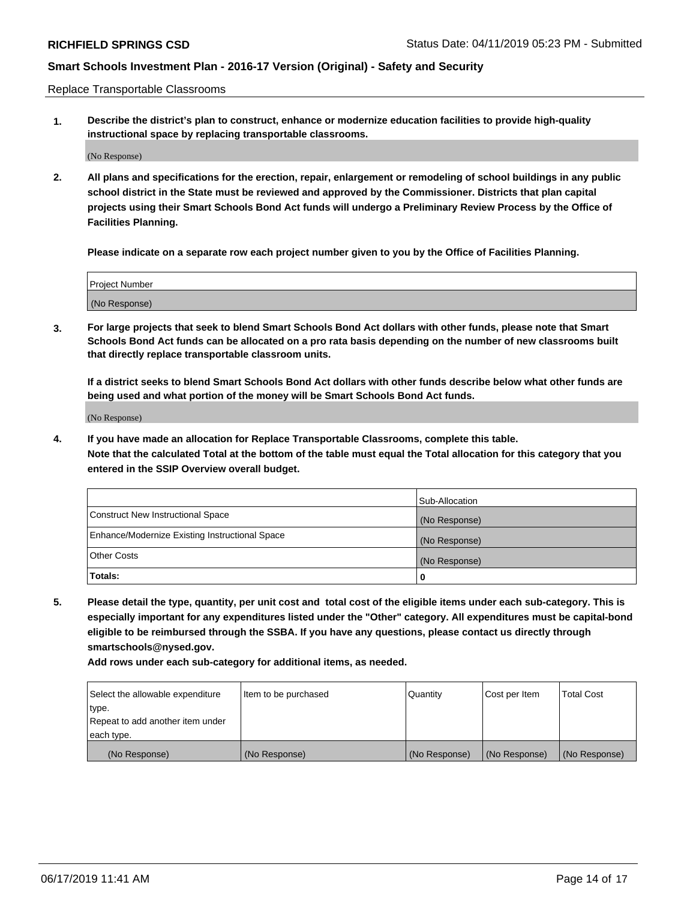Replace Transportable Classrooms

**1. Describe the district's plan to construct, enhance or modernize education facilities to provide high-quality instructional space by replacing transportable classrooms.**

(No Response)

**2. All plans and specifications for the erection, repair, enlargement or remodeling of school buildings in any public school district in the State must be reviewed and approved by the Commissioner. Districts that plan capital projects using their Smart Schools Bond Act funds will undergo a Preliminary Review Process by the Office of Facilities Planning.**

**Please indicate on a separate row each project number given to you by the Office of Facilities Planning.**

| Project Number |
| --- |
| (No Response) |

**3. For large projects that seek to blend Smart Schools Bond Act dollars with other funds, please note that Smart Schools Bond Act funds can be allocated on a pro rata basis depending on the number of new classrooms built that directly replace transportable classroom units.**

**If a district seeks to blend Smart Schools Bond Act dollars with other funds describe below what other funds are being used and what portion of the money will be Smart Schools Bond Act funds.**

(No Response)

**4. If you have made an allocation for Replace Transportable Classrooms, complete this table.**
**Note that the calculated Total at the bottom of the table must equal the Total allocation for this category that you entered in the SSIP Overview overall budget.**

| | Sub-Allocation |
| --- | --- |
| Construct New Instructional Space | (No Response) |
| Enhance/Modernize Existing Instructional Space | (No Response) |
| Other Costs | (No Response) |
| **Totals:** | **0** |

**5. Please detail the type, quantity, per unit cost and total cost of the eligible items under each sub-category. This is especially important for any expenditures listed under the "Other" category. All expenditures must be capital-bond eligible to be reimbursed through the SSBA. If you have any questions, please contact us directly through smartschools@nysed.gov.**

**Add rows under each sub-category for additional items, as needed.**

| Select the allowable expenditure type. Repeat to add another item under each type. | Item to be purchased | Quantity | Cost per Item | Total Cost |
| --- | --- | --- | --- | --- |
| (No Response) | (No Response) | (No Response) | (No Response) | (No Response) |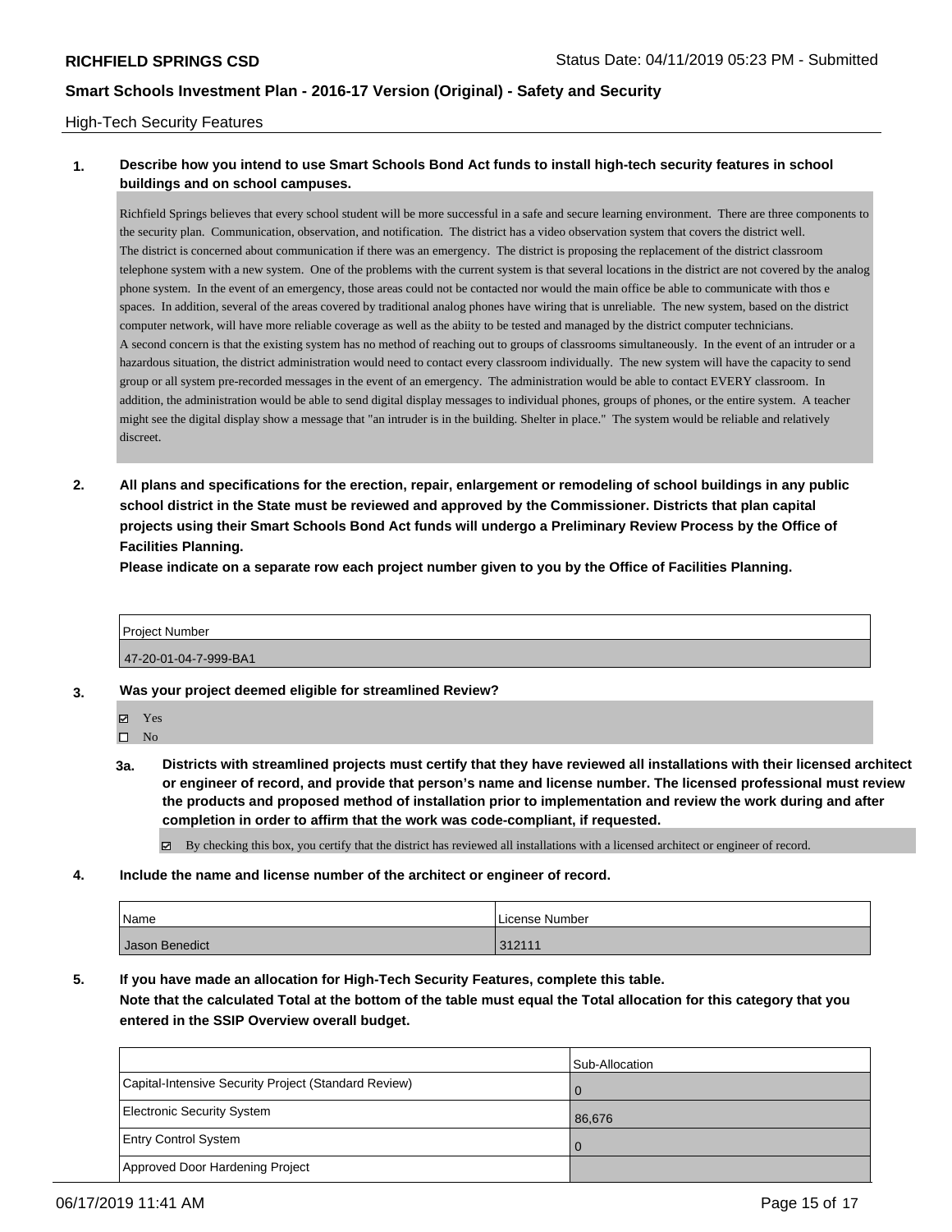**RICHFIELD SPRINGS CSD** Status Date: 04/11/2019 05:23 PM - Submitted

**Smart Schools Investment Plan - 2016-17 Version (Original) - Safety and Security**

High-Tech Security Features

**1. Describe how you intend to use Smart Schools Bond Act funds to install high-tech security features in school buildings and on school campuses.**

Richfield Springs believes that every school student will be more successful in a safe and secure learning environment. There are three components to the security plan. Communication, observation, and notification. The district has a video observation system that covers the district well.
The district is concerned about communication if there was an emergency. The district is proposing the replacement of the district classroom telephone system with a new system. One of the problems with the current system is that several locations in the district are not covered by the analog phone system. In the event of an emergency, those areas could not be contacted nor would the main office be able to communicate with thos e spaces. In addition, several of the areas covered by traditional analog phones have wiring that is unreliable. The new system, based on the district computer network, will have more reliable coverage as well as the abiity to be tested and managed by the district computer technicians.
A second concern is that the existing system has no method of reaching out to groups of classrooms simultaneously. In the event of an intruder or a hazardous situation, the district administration would need to contact every classroom individually. The new system will have the capacity to send group or all system pre-recorded messages in the event of an emergency. The administration would be able to contact EVERY classroom. In addition, the administration would be able to send digital display messages to individual phones, groups of phones, or the entire system. A teacher might see the digital display show a message that "an intruder is in the building. Shelter in place." The system would be reliable and relatively discreet.

**2. All plans and specifications for the erection, repair, enlargement or remodeling of school buildings in any public school district in the State must be reviewed and approved by the Commissioner. Districts that plan capital projects using their Smart Schools Bond Act funds will undergo a Preliminary Review Process by the Office of Facilities Planning.**

**Please indicate on a separate row each project number given to you by the Office of Facilities Planning.**

| Project Number |
|---|
| 47-20-01-04-7-999-BA1 |

**3. Was your project deemed eligible for streamlined Review?**

- ☑ Yes
- ☐ No

**3a. Districts with streamlined projects must certify that they have reviewed all installations with their licensed architect or engineer of record, and provide that person's name and license number. The licensed professional must review the products and proposed method of installation prior to implementation and review the work during and after completion in order to affirm that the work was code-compliant, if requested.**

- ☑ By checking this box, you certify that the district has reviewed all installations with a licensed architect or engineer of record.

**4. Include the name and license number of the architect or engineer of record.**

| Name | License Number |
|---|---|
| Jason Benedict | 312111 |

**5. If you have made an allocation for High-Tech Security Features, complete this table.**
**Note that the calculated Total at the bottom of the table must equal the Total allocation for this category that you entered in the SSIP Overview overall budget.**

| | Sub-Allocation |
|---|---|
| Capital-Intensive Security Project (Standard Review) | 0 |
| Electronic Security System | 86,676 |
| Entry Control System | 0 |
| Approved Door Hardening Project | |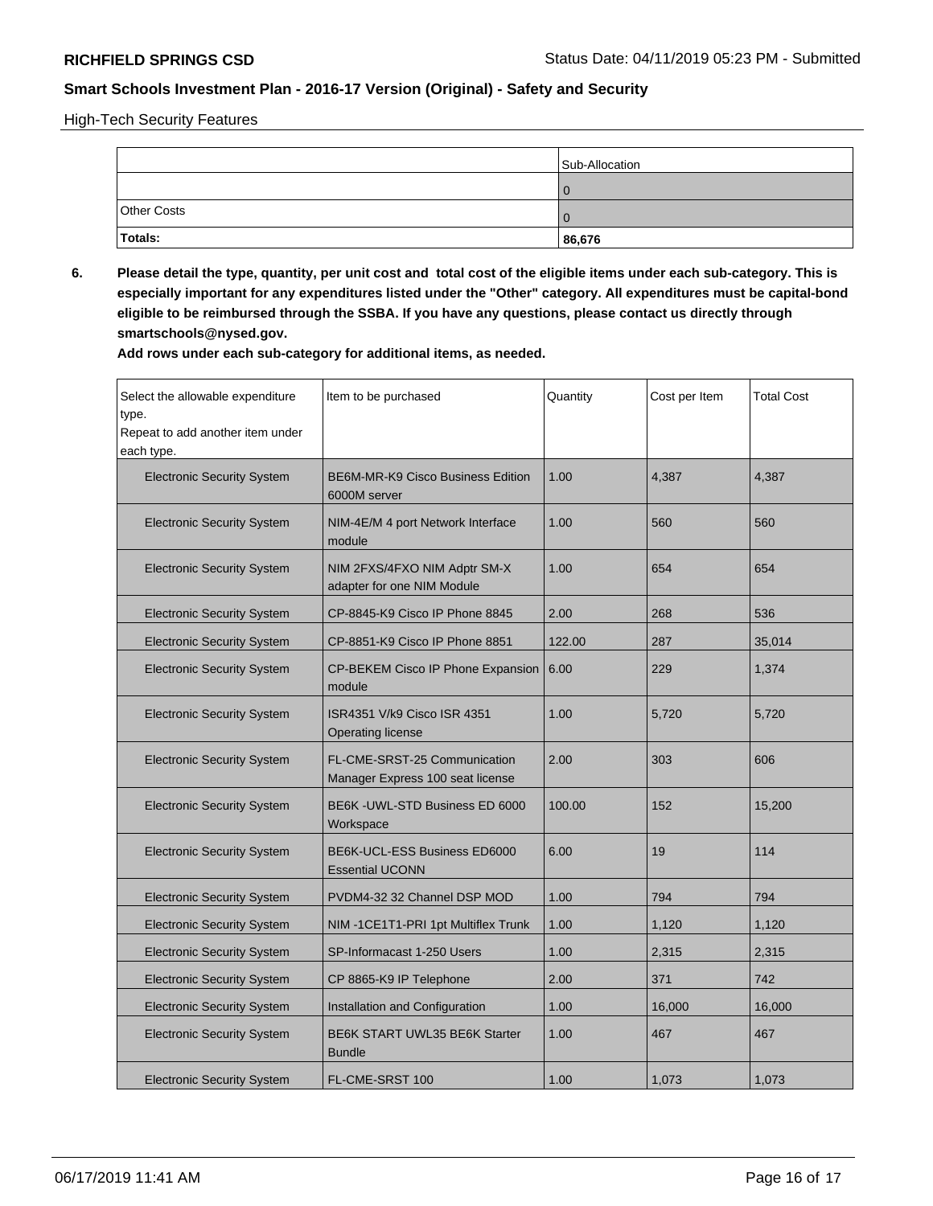High-Tech Security Features

| | Sub-Allocation |
|---|---|
| | 0 |
| Other Costs | 0 |
| **Totals:** | **86,676** |

**6. Please detail the type, quantity, per unit cost and total cost of the eligible items under each sub-category. This is especially important for any expenditures listed under the "Other" category. All expenditures must be capital-bond eligible to be reimbursed through the SSBA. If you have any questions, please contact us directly through smartschools@nysed.gov.**

**Add rows under each sub-category for additional items, as needed.**

| Select the allowable expenditure type. Repeat to add another item under each type. | Item to be purchased | Quantity | Cost per Item | Total Cost |
|---|---|---|---|---|
| Electronic Security System | BE6M-MR-K9 Cisco Business Edition 6000M server | 1.00 | 4,387 | 4,387 |
| Electronic Security System | NIM-4E/M 4 port Network Interface module | 1.00 | 560 | 560 |
| Electronic Security System | NIM 2FXS/4FXO NIM Adptr SM-X adapter for one NIM Module | 1.00 | 654 | 654 |
| Electronic Security System | CP-8845-K9 Cisco IP Phone 8845 | 2.00 | 268 | 536 |
| Electronic Security System | CP-8851-K9 Cisco IP Phone 8851 | 122.00 | 287 | 35,014 |
| Electronic Security System | CP-BEKEM Cisco IP Phone Expansion module | 6.00 | 229 | 1,374 |
| Electronic Security System | ISR4351 V/k9 Cisco ISR 4351 Operating license | 1.00 | 5,720 | 5,720 |
| Electronic Security System | FL-CME-SRST-25 Communication Manager Express 100 seat license | 2.00 | 303 | 606 |
| Electronic Security System | BE6K -UWL-STD Business ED 6000 Workspace | 100.00 | 152 | 15,200 |
| Electronic Security System | BE6K-UCL-ESS Business ED6000 Essential UCONN | 6.00 | 19 | 114 |
| Electronic Security System | PVDM4-32 32 Channel DSP MOD | 1.00 | 794 | 794 |
| Electronic Security System | NIM -1CE1T1-PRI 1pt Multiflex Trunk | 1.00 | 1,120 | 1,120 |
| Electronic Security System | SP-Informacast 1-250 Users | 1.00 | 2,315 | 2,315 |
| Electronic Security System | CP 8865-K9 IP Telephone | 2.00 | 371 | 742 |
| Electronic Security System | Installation and Configuration | 1.00 | 16,000 | 16,000 |
| Electronic Security System | BE6K START UWL35 BE6K Starter Bundle | 1.00 | 467 | 467 |
| Electronic Security System | FL-CME-SRST 100 | 1.00 | 1,073 | 1,073 |